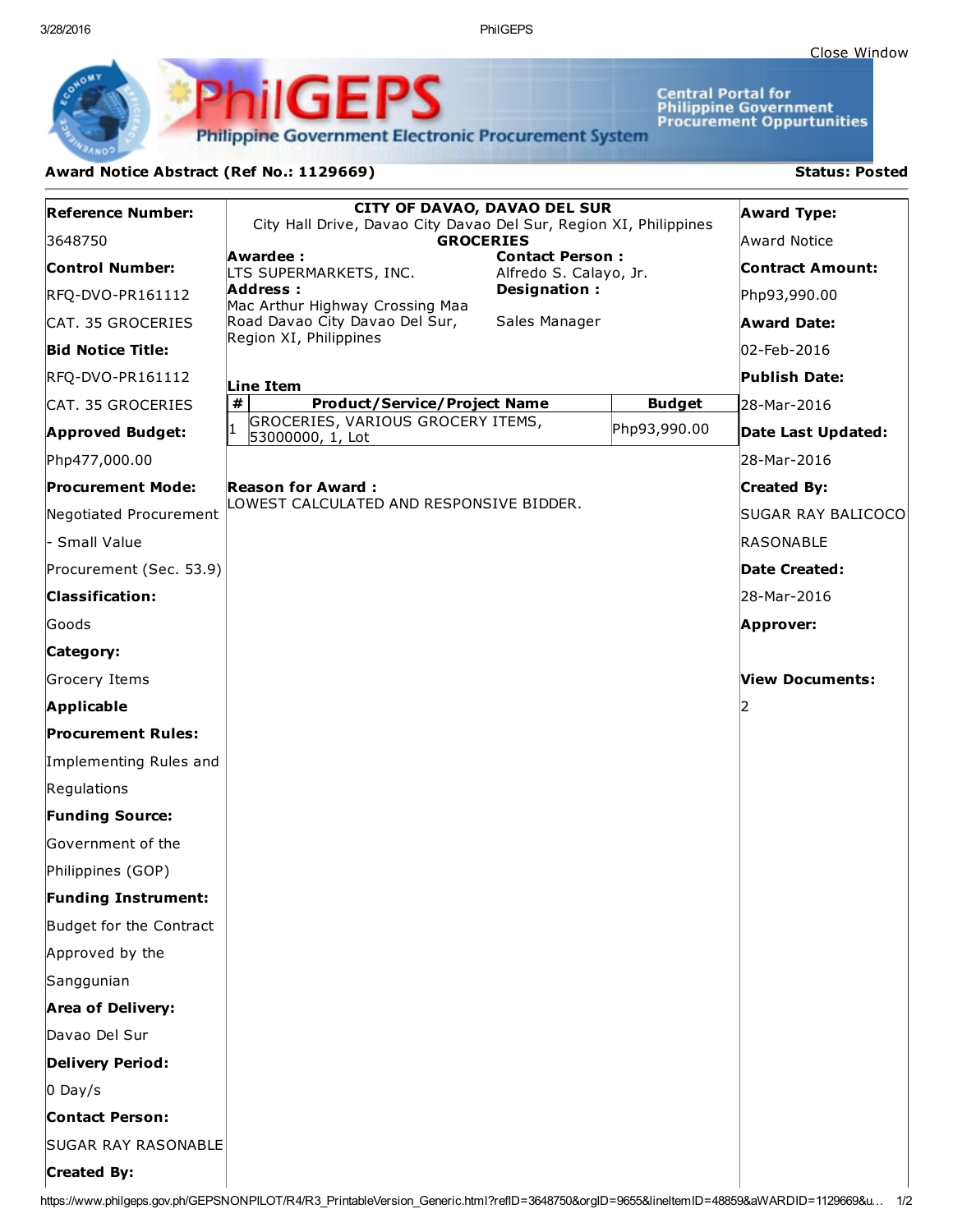Close Window

**PhilGEPS**
Philippine Government Electronic Procurement System

Central Portal for Philippine Government Procurement Oppurtunities

**Award Notice Abstract (Ref No.: 1129669)** **Status: Posted**

**Reference Number:**
3648750

**Control Number:**
RFQ-DVO-PR161112
CAT. 35 GROCERIES

**Bid Notice Title:**
RFQ-DVO-PR161112
CAT. 35 GROCERIES

**Approved Budget:**
Php477,000.00

**Procurement Mode:**
Negotiated Procurement - Small Value Procurement (Sec. 53.9)

**Classification:**
Goods

**Category:**
Grocery Items

**Applicable Procurement Rules:**
Implementing Rules and Regulations

**Funding Source:**
Government of the Philippines (GOP)

**Funding Instrument:**
Budget for the Contract Approved by the Sanggunian

**Area of Delivery:**
Davao Del Sur

**Delivery Period:**
0 Day/s

**Contact Person:**
SUGAR RAY RASONABLE

**Created By:**

---

**CITY OF DAVAO, DAVAO DEL SUR**
City Hall Drive, Davao City Davao Del Sur, Region XI, Philippines
**GROCERIES**

**Awardee :**
LTS SUPERMARKETS, INC.

**Address :**
Mac Arthur Highway Crossing Maa Road Davao City Davao Del Sur, Region XI, Philippines

**Contact Person :**
Alfredo S. Calayo, Jr.

**Designation :**
Sales Manager

**Line Item**

| # | Product/Service/Project Name | Budget |
|---|---|---|
| 1 | GROCERIES, VARIOUS GROCERY ITEMS, 53000000, 1, Lot | Php93,990.00 |

**Reason for Award :**
LOWEST CALCULATED AND RESPONSIVE BIDDER.

---

**Award Type:**
Award Notice

**Contract Amount:**
Php93,990.00

**Award Date:**
02-Feb-2016

**Publish Date:**
28-Mar-2016

**Date Last Updated:**
28-Mar-2016

**Created By:**
SUGAR RAY BALICOCO RASONABLE

**Date Created:**
28-Mar-2016

**Approver:**

**View Documents:**
2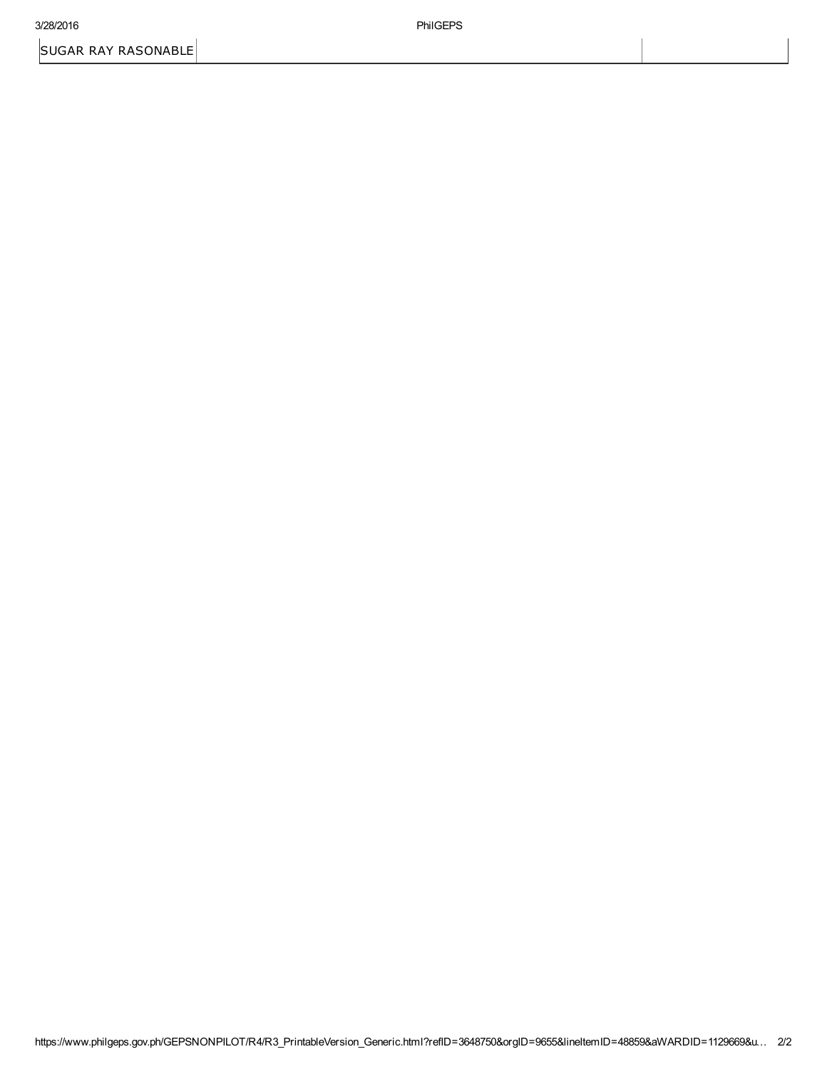| | | |
|---|---|---|
| SUGAR RAY RASONABLE | | |